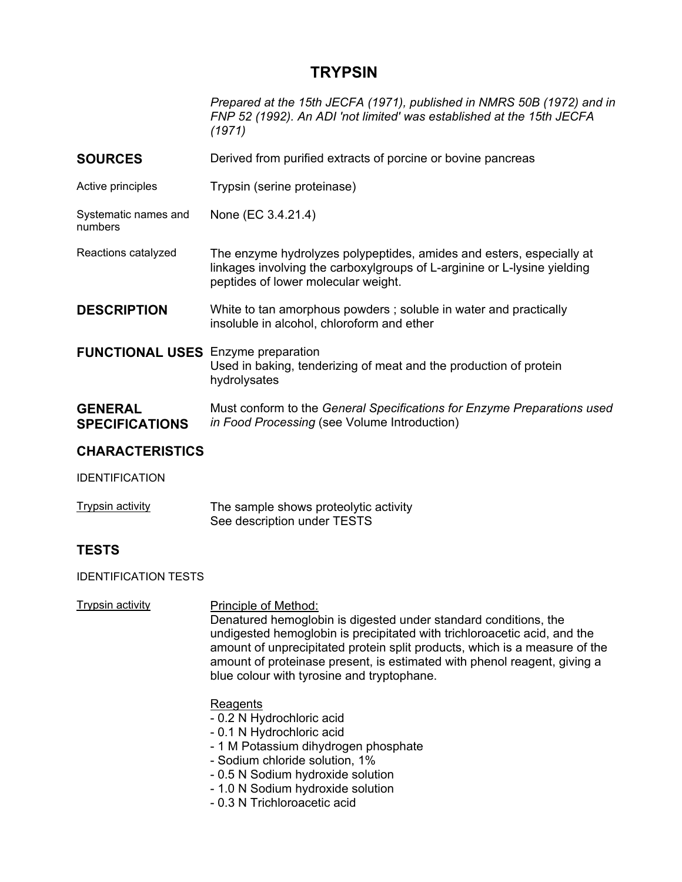# TRYPSIN

*Prepared at the 15th JECFA (1971), published in NMRS 50B (1972) and in FNP 52 (1992). An ADI 'not limited' was established at the 15th JECFA (1971)*

## SOURCES

Derived from purified extracts of porcine or bovine pancreas

**Active principles**

Trypsin (serine proteinase)

**Systematic names and numbers**

None (EC 3.4.21.4)

**Reactions catalyzed**

The enzyme hydrolyzes polypeptides, amides and esters, especially at linkages involving the carboxylgroups of L-arginine or L-lysine yielding peptides of lower molecular weight.

## DESCRIPTION

White to tan amorphous powders ; soluble in water and practically insoluble in alcohol, chloroform and ether

## FUNCTIONAL USES

Enzyme preparation
Used in baking, tenderizing of meat and the production of protein hydrolysates

## GENERAL SPECIFICATIONS

Must conform to the *General Specifications for Enzyme Preparations used in Food Processing* (see Volume Introduction)

## CHARACTERISTICS

IDENTIFICATION

Trypsin activity

The sample shows proteolytic activity
See description under TESTS

## TESTS

IDENTIFICATION TESTS

Trypsin activity

Principle of Method:
Denatured hemoglobin is digested under standard conditions, the undigested hemoglobin is precipitated with trichloroacetic acid, and the amount of unprecipitated protein split products, which is a measure of the amount of proteinase present, is estimated with phenol reagent, giving a blue colour with tyrosine and tryptophane.

Reagents
- 0.2 N Hydrochloric acid
- 0.1 N Hydrochloric acid
- 1 M Potassium dihydrogen phosphate
- Sodium chloride solution, 1%
- 0.5 N Sodium hydroxide solution
- 1.0 N Sodium hydroxide solution
- 0.3 N Trichloroacetic acid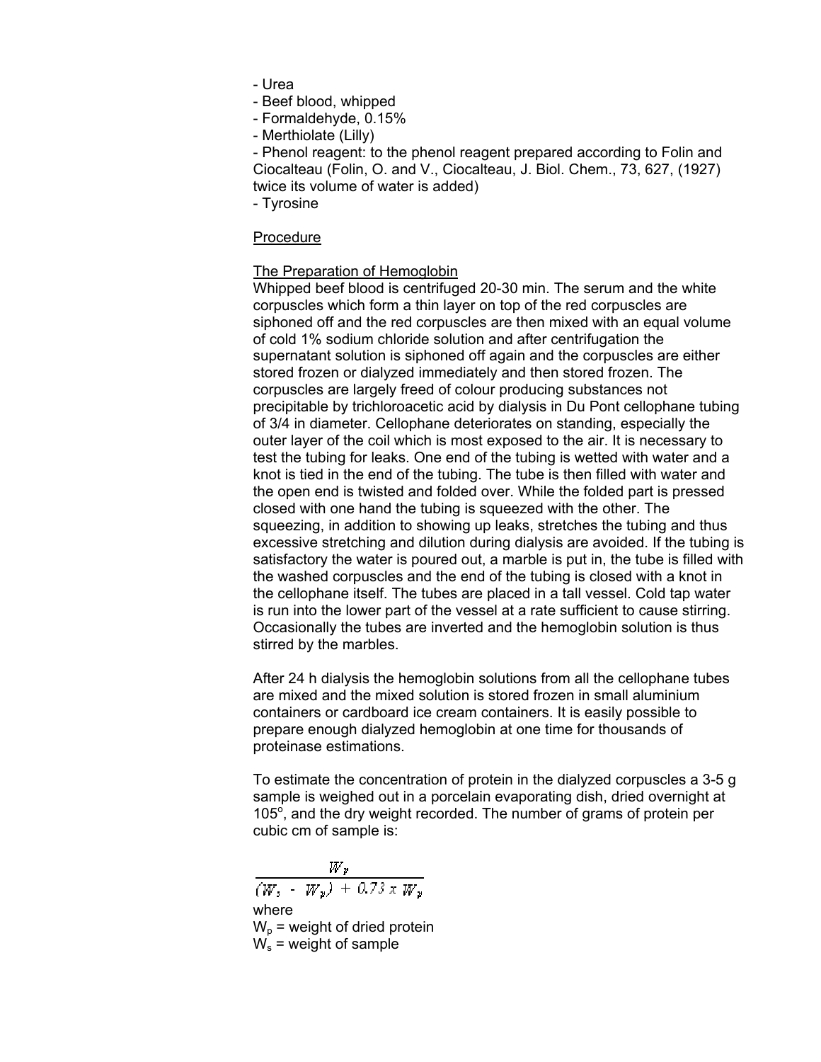- Urea
- Beef blood, whipped
- Formaldehyde, 0.15%
- Merthiolate (Lilly)
- Phenol reagent: to the phenol reagent prepared according to Folin and Ciocalteau (Folin, O. and V., Ciocalteau, J. Biol. Chem., 73, 627, (1927) twice its volume of water is added)
- Tyrosine

Procedure

The Preparation of Hemoglobin

Whipped beef blood is centrifuged 20-30 min. The serum and the white corpuscles which form a thin layer on top of the red corpuscles are siphoned off and the red corpuscles are then mixed with an equal volume of cold 1% sodium chloride solution and after centrifugation the supernatant solution is siphoned off again and the corpuscles are either stored frozen or dialyzed immediately and then stored frozen. The corpuscles are largely freed of colour producing substances not precipitable by trichloroacetic acid by dialysis in Du Pont cellophane tubing of 3/4 in diameter. Cellophane deteriorates on standing, especially the outer layer of the coil which is most exposed to the air. It is necessary to test the tubing for leaks. One end of the tubing is wetted with water and a knot is tied in the end of the tubing. The tube is then filled with water and the open end is twisted and folded over. While the folded part is pressed closed with one hand the tubing is squeezed with the other. The squeezing, in addition to showing up leaks, stretches the tubing and thus excessive stretching and dilution during dialysis are avoided. If the tubing is satisfactory the water is poured out, a marble is put in, the tube is filled with the washed corpuscles and the end of the tubing is closed with a knot in the cellophane itself. The tubes are placed in a tall vessel. Cold tap water is run into the lower part of the vessel at a rate sufficient to cause stirring. Occasionally the tubes are inverted and the hemoglobin solution is thus stirred by the marbles.

After 24 h dialysis the hemoglobin solutions from all the cellophane tubes are mixed and the mixed solution is stored frozen in small aluminium containers or cardboard ice cream containers. It is easily possible to prepare enough dialyzed hemoglobin at one time for thousands of proteinase estimations.

To estimate the concentration of protein in the dialyzed corpuscles a 3-5 g sample is weighed out in a porcelain evaporating dish, dried overnight at 105°, and the dry weight recorded. The number of grams of protein per cubic cm of sample is:

$$\frac{W_p}{(W_s - W_p) + 0.73 \times W_p}$$

where

$W_p$ = weight of dried protein

$W_s$ = weight of sample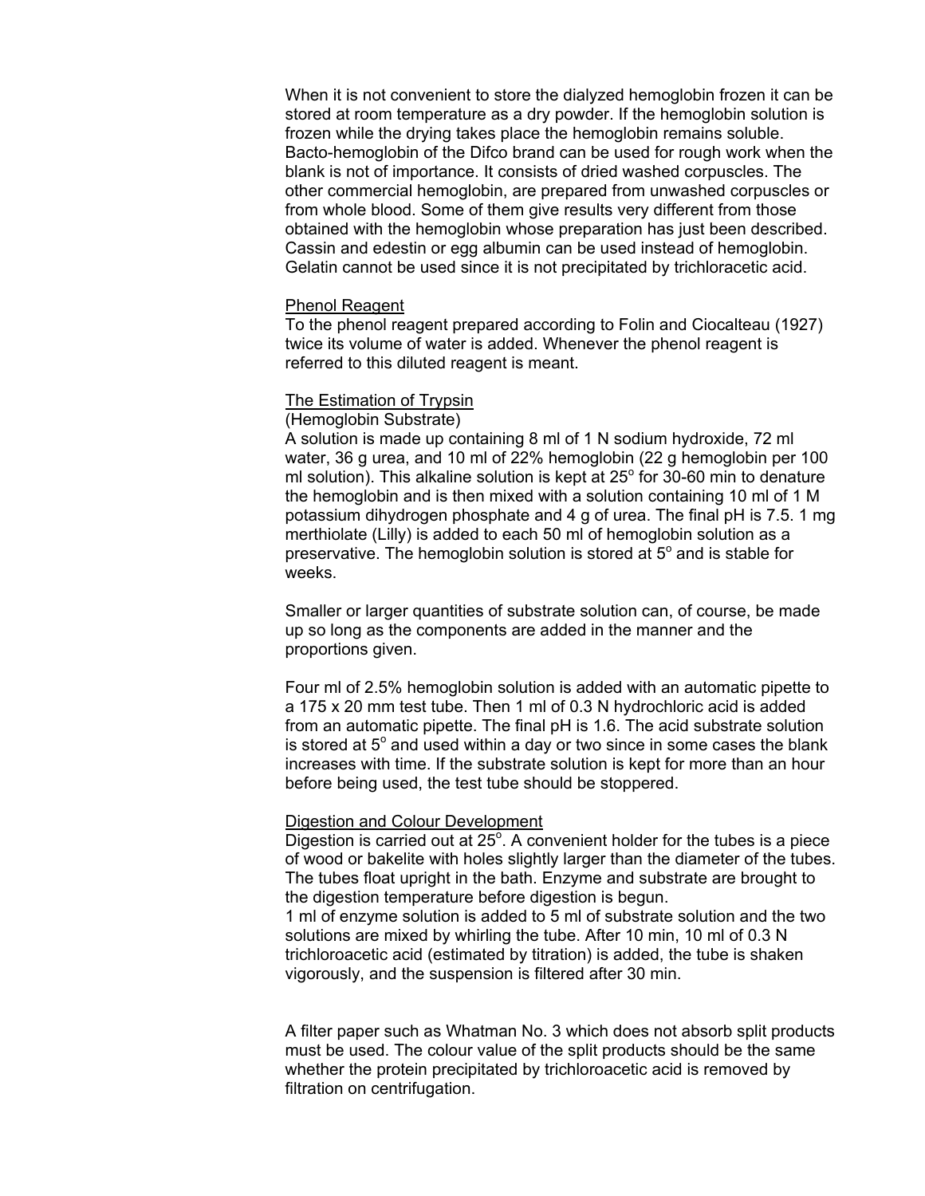When it is not convenient to store the dialyzed hemoglobin frozen it can be stored at room temperature as a dry powder. If the hemoglobin solution is frozen while the drying takes place the hemoglobin remains soluble. Bacto-hemoglobin of the Difco brand can be used for rough work when the blank is not of importance. It consists of dried washed corpuscles. The other commercial hemoglobin, are prepared from unwashed corpuscles or from whole blood. Some of them give results very different from those obtained with the hemoglobin whose preparation has just been described. Cassin and edestin or egg albumin can be used instead of hemoglobin. Gelatin cannot be used since it is not precipitated by trichloracetic acid.

### Phenol Reagent

To the phenol reagent prepared according to Folin and Ciocalteau (1927) twice its volume of water is added. Whenever the phenol reagent is referred to this diluted reagent is meant.

### The Estimation of Trypsin

(Hemoglobin Substrate)

A solution is made up containing 8 ml of 1 N sodium hydroxide, 72 ml water, 36 g urea, and 10 ml of 22% hemoglobin (22 g hemoglobin per 100 ml solution). This alkaline solution is kept at 25$^{o}$ for 30-60 min to denature the hemoglobin and is then mixed with a solution containing 10 ml of 1 M potassium dihydrogen phosphate and 4 g of urea. The final pH is 7.5. 1 mg merthiolate (Lilly) is added to each 50 ml of hemoglobin solution as a preservative. The hemoglobin solution is stored at 5$^{o}$ and is stable for weeks.

Smaller or larger quantities of substrate solution can, of course, be made up so long as the components are added in the manner and the proportions given.

Four ml of 2.5% hemoglobin solution is added with an automatic pipette to a 175 x 20 mm test tube. Then 1 ml of 0.3 N hydrochloric acid is added from an automatic pipette. The final pH is 1.6. The acid substrate solution is stored at 5$^{o}$ and used within a day or two since in some cases the blank increases with time. If the substrate solution is kept for more than an hour before being used, the test tube should be stoppered.

### Digestion and Colour Development

Digestion is carried out at 25$^{o}$. A convenient holder for the tubes is a piece of wood or bakelite with holes slightly larger than the diameter of the tubes. The tubes float upright in the bath. Enzyme and substrate are brought to the digestion temperature before digestion is begun.

1 ml of enzyme solution is added to 5 ml of substrate solution and the two solutions are mixed by whirling the tube. After 10 min, 10 ml of 0.3 N trichloroacetic acid (estimated by titration) is added, the tube is shaken vigorously, and the suspension is filtered after 30 min.

A filter paper such as Whatman No. 3 which does not absorb split products must be used. The colour value of the split products should be the same whether the protein precipitated by trichloroacetic acid is removed by filtration on centrifugation.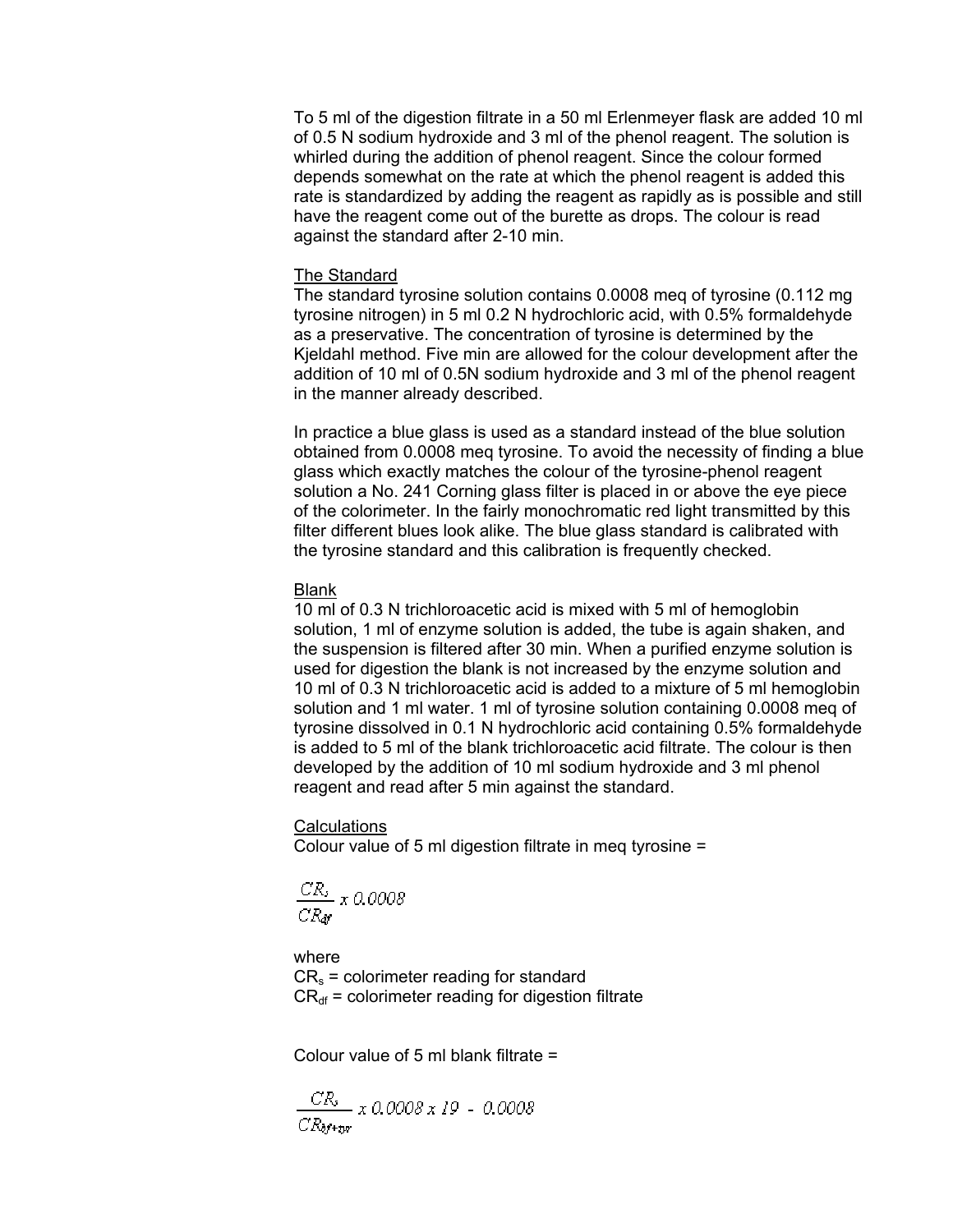To 5 ml of the digestion filtrate in a 50 ml Erlenmeyer flask are added 10 ml of 0.5 N sodium hydroxide and 3 ml of the phenol reagent. The solution is whirled during the addition of phenol reagent. Since the colour formed depends somewhat on the rate at which the phenol reagent is added this rate is standardized by adding the reagent as rapidly as is possible and still have the reagent come out of the burette as drops. The colour is read against the standard after 2-10 min.

The Standard

The standard tyrosine solution contains 0.0008 meq of tyrosine (0.112 mg tyrosine nitrogen) in 5 ml 0.2 N hydrochloric acid, with 0.5% formaldehyde as a preservative. The concentration of tyrosine is determined by the Kjeldahl method. Five min are allowed for the colour development after the addition of 10 ml of 0.5N sodium hydroxide and 3 ml of the phenol reagent in the manner already described.

In practice a blue glass is used as a standard instead of the blue solution obtained from 0.0008 meq tyrosine. To avoid the necessity of finding a blue glass which exactly matches the colour of the tyrosine-phenol reagent solution a No. 241 Corning glass filter is placed in or above the eye piece of the colorimeter. In the fairly monochromatic red light transmitted by this filter different blues look alike. The blue glass standard is calibrated with the tyrosine standard and this calibration is frequently checked.

Blank

10 ml of 0.3 N trichloroacetic acid is mixed with 5 ml of hemoglobin solution, 1 ml of enzyme solution is added, the tube is again shaken, and the suspension is filtered after 30 min. When a purified enzyme solution is used for digestion the blank is not increased by the enzyme solution and 10 ml of 0.3 N trichloroacetic acid is added to a mixture of 5 ml hemoglobin solution and 1 ml water. 1 ml of tyrosine solution containing 0.0008 meq of tyrosine dissolved in 0.1 N hydrochloric acid containing 0.5% formaldehyde is added to 5 ml of the blank trichloroacetic acid filtrate. The colour is then developed by the addition of 10 ml sodium hydroxide and 3 ml phenol reagent and read after 5 min against the standard.

Calculations

Colour value of 5 ml digestion filtrate in meq tyrosine =

$$\frac{CR_s}{CR_{df}} \times 0.0008$$

where

$CR_s$ = colorimeter reading for standard

$CR_{df}$ = colorimeter reading for digestion filtrate

Colour value of 5 ml blank filtrate =

$$\frac{CR_s}{CR_{bf+tyr}} \times 0.0008 \times 19 - 0.0008$$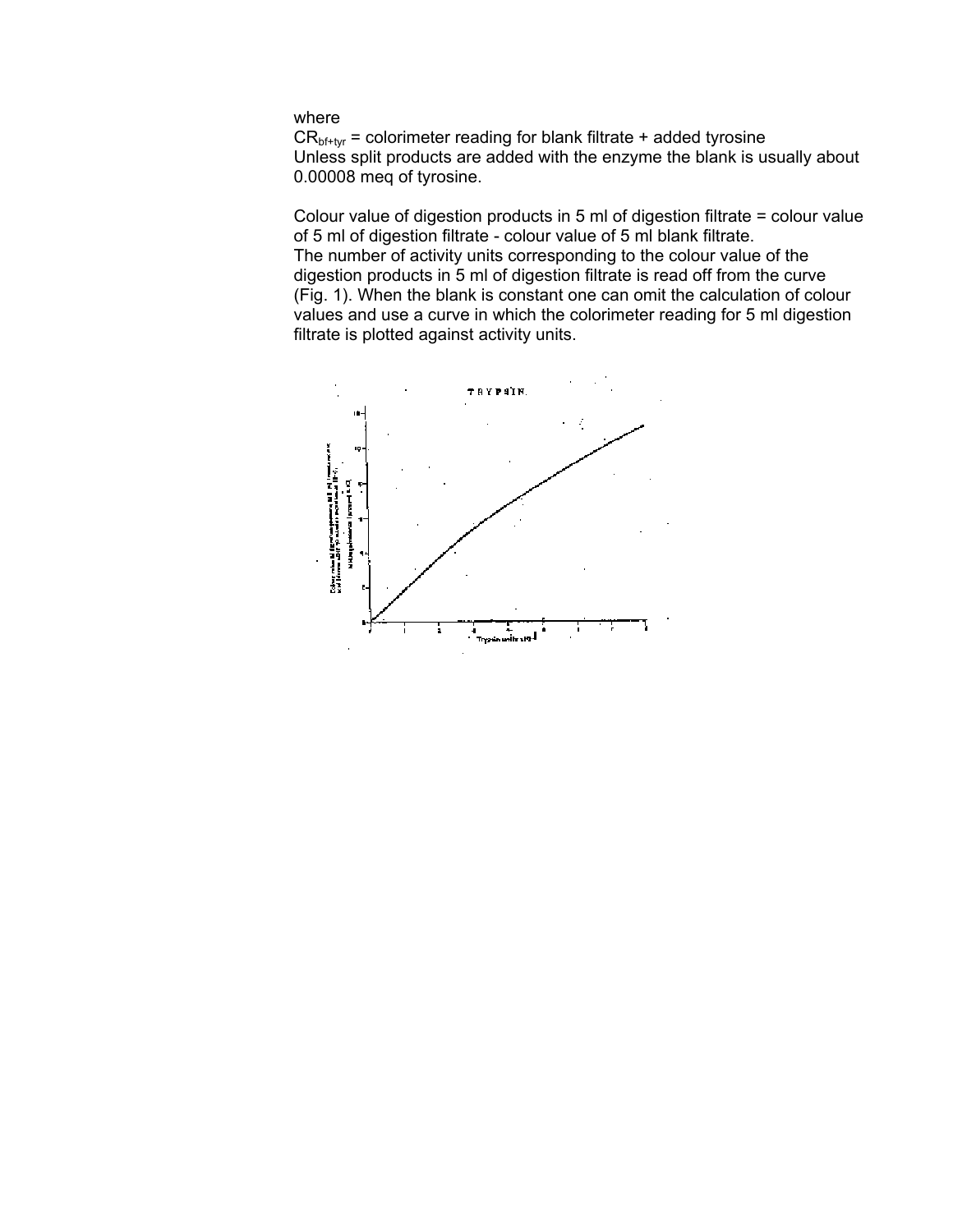where

$CR_{bf+tyr}$ = colorimeter reading for blank filtrate + added tyrosine

Unless split products are added with the enzyme the blank is usually about 0.00008 meq of tyrosine.

Colour value of digestion products in 5 ml of digestion filtrate = colour value of 5 ml of digestion filtrate - colour value of 5 ml blank filtrate.

The number of activity units corresponding to the colour value of the digestion products in 5 ml of digestion filtrate is read off from the curve (Fig. 1). When the blank is constant one can omit the calculation of colour values and use a curve in which the colorimeter reading for 5 ml digestion filtrate is plotted against activity units.

TRYPSIN.

Trypsin units